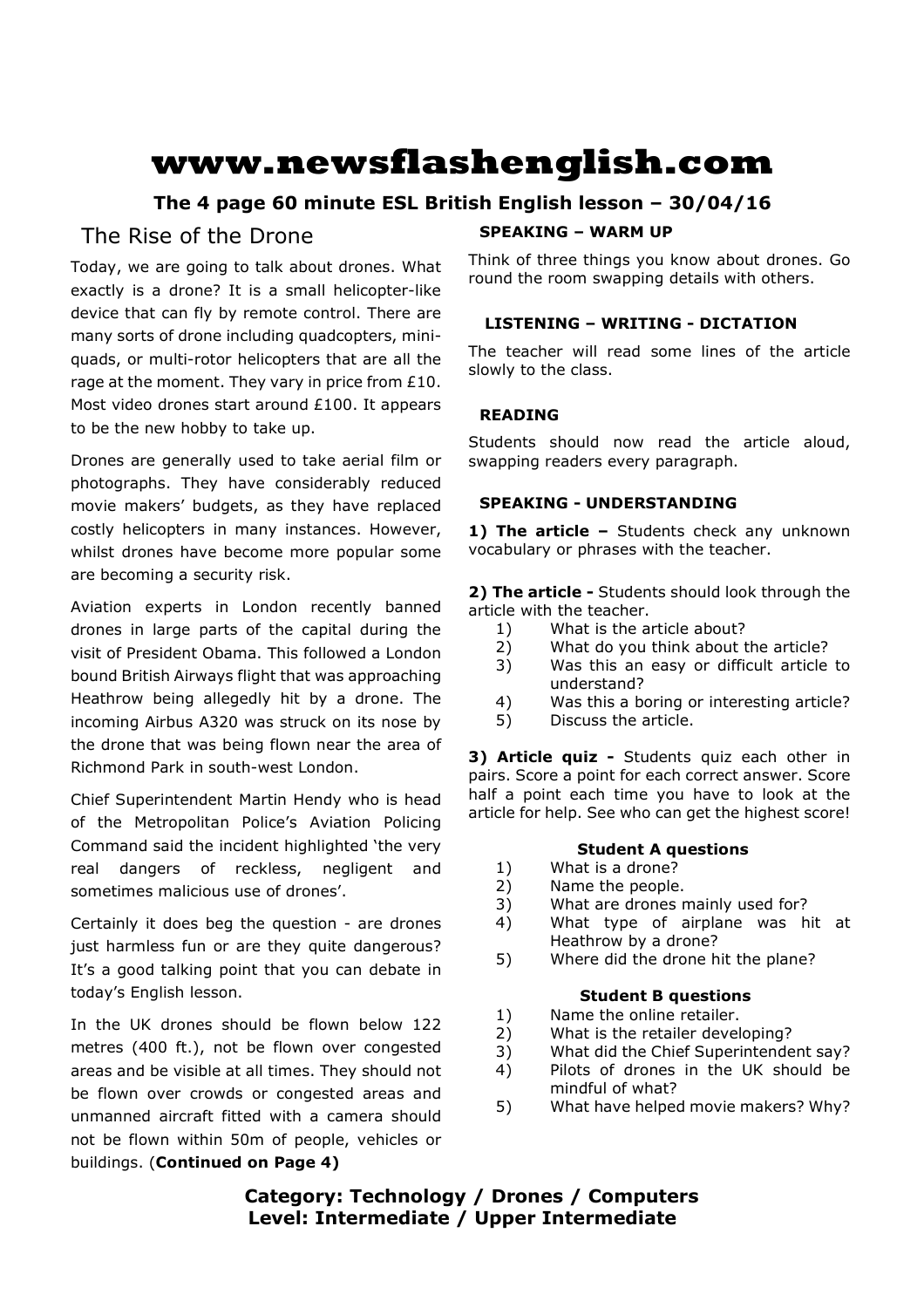# www.newsflashenglish.com

### The 4 page 60 minute ESL British English lesson – 30/04/16

## The Rise of the Drone

Today, we are going to talk about drones. What exactly is a drone? It is a small helicopter-like device that can fly by remote control. There are many sorts of drone including quadcopters, mini-quads, or multi-rotor helicopters that are all the rage at the moment. They vary in price from £10. Most video drones start around £100. It appears to be the new hobby to take up.

Drones are generally used to take aerial film or photographs. They have considerably reduced movie makers' budgets, as they have replaced costly helicopters in many instances. However, whilst drones have become more popular some are becoming a security risk.

Aviation experts in London recently banned drones in large parts of the capital during the visit of President Obama. This followed a London bound British Airways flight that was approaching Heathrow being allegedly hit by a drone. The incoming Airbus A320 was struck on its nose by the drone that was being flown near the area of Richmond Park in south-west London.

Chief Superintendent Martin Hendy who is head of the Metropolitan Police's Aviation Policing Command said the incident highlighted 'the very real dangers of reckless, negligent and sometimes malicious use of drones'.

Certainly it does beg the question - are drones just harmless fun or are they quite dangerous? It's a good talking point that you can debate in today's English lesson.

In the UK drones should be flown below 122 metres (400 ft.), not be flown over congested areas and be visible at all times. They should not be flown over crowds or congested areas and unmanned aircraft fitted with a camera should not be flown within 50m of people, vehicles or buildings. (**Continued on Page 4)**

### SPEAKING – WARM UP

Think of three things you know about drones. Go round the room swapping details with others.

### LISTENING – WRITING - DICTATION

The teacher will read some lines of the article slowly to the class.

### READING

Students should now read the article aloud, swapping readers every paragraph.

### SPEAKING - UNDERSTANDING

**1) The article –** Students check any unknown vocabulary or phrases with the teacher.

**2) The article -** Students should look through the article with the teacher.

1) What is the article about?
2) What do you think about the article?
3) Was this an easy or difficult article to understand?
4) Was this a boring or interesting article?
5) Discuss the article.

**3) Article quiz -** Students quiz each other in pairs. Score a point for each correct answer. Score half a point each time you have to look at the article for help. See who can get the highest score!

**Student A questions**

1) What is a drone?
2) Name the people.
3) What are drones mainly used for?
4) What type of airplane was hit at Heathrow by a drone?
5) Where did the drone hit the plane?

**Student B questions**

1) Name the online retailer.
2) What is the retailer developing?
3) What did the Chief Superintendent say?
4) Pilots of drones in the UK should be mindful of what?
5) What have helped movie makers? Why?

**Category: Technology / Drones / Computers**
**Level: Intermediate / Upper Intermediate**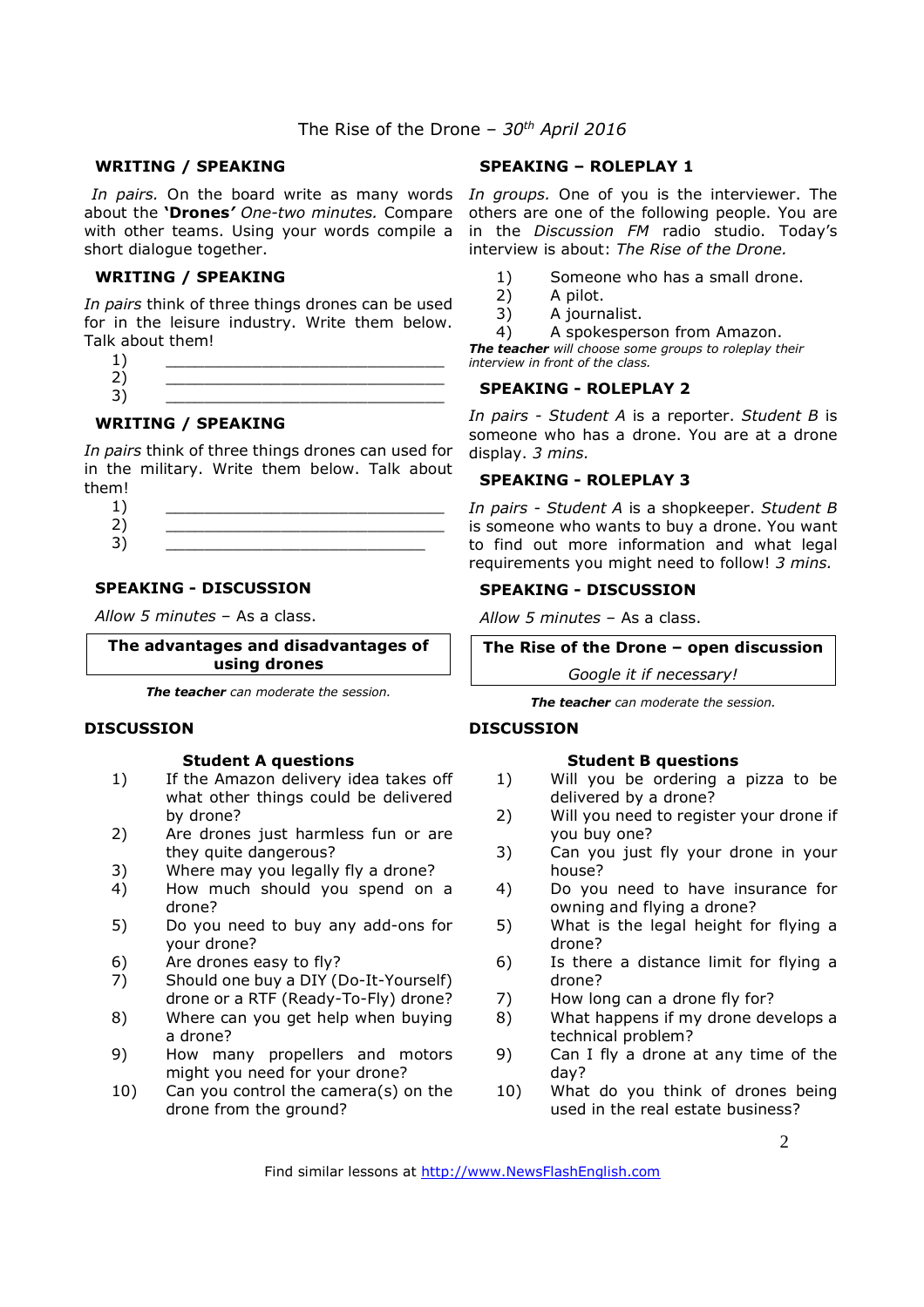The Rise of the Drone – *30th April 2016*

### WRITING / SPEAKING

*In pairs.* On the board write as many words about the **'Drones'** *One-two minutes.* Compare with other teams. Using your words compile a short dialogue together.

### WRITING / SPEAKING

*In pairs* think of three things drones can be used for in the leisure industry. Write them below. Talk about them!

1) ______________________________
2) ______________________________
3) ______________________________

### WRITING / SPEAKING

*In pairs* think of three things drones can used for in the military. Write them below. Talk about them!

1) ______________________________
2) ______________________________
3) ____________________________

### SPEAKING - DISCUSSION

*Allow 5 minutes* – As a class.

| The advantages and disadvantages of using drones |
|---|

***The teacher** can moderate the session.*

### DISCUSSION

**Student A questions**

1) If the Amazon delivery idea takes off what other things could be delivered by drone?
2) Are drones just harmless fun or are they quite dangerous?
3) Where may you legally fly a drone?
4) How much should you spend on a drone?
5) Do you need to buy any add-ons for your drone?
6) Are drones easy to fly?
7) Should one buy a DIY (Do-It-Yourself) drone or a RTF (Ready-To-Fly) drone?
8) Where can you get help when buying a drone?
9) How many propellers and motors might you need for your drone?
10) Can you control the camera(s) on the drone from the ground?

### SPEAKING – ROLEPLAY 1

*In groups.* One of you is the interviewer. The others are one of the following people. You are in the *Discussion FM* radio studio. Today's interview is about: *The Rise of the Drone.*

1) Someone who has a small drone.
2) A pilot.
3) A journalist.
4) A spokesperson from Amazon.

***The teacher** will choose some groups to roleplay their interview in front of the class.*

### SPEAKING - ROLEPLAY 2

*In pairs - Student A* is a reporter. *Student B* is someone who has a drone. You are at a drone display. *3 mins.*

### SPEAKING - ROLEPLAY 3

*In pairs - Student A* is a shopkeeper. *Student B* is someone who wants to buy a drone. You want to find out more information and what legal requirements you might need to follow! *3 mins.*

### SPEAKING - DISCUSSION

*Allow 5 minutes* – As a class.

| The Rise of the Drone – open discussion |
|---|
| *Google it if necessary!* |

***The teacher** can moderate the session.*

### DISCUSSION

**Student B questions**

1) Will you be ordering a pizza to be delivered by a drone?
2) Will you need to register your drone if you buy one?
3) Can you just fly your drone in your house?
4) Do you need to have insurance for owning and flying a drone?
5) What is the legal height for flying a drone?
6) Is there a distance limit for flying a drone?
7) How long can a drone fly for?
8) What happens if my drone develops a technical problem?
9) Can I fly a drone at any time of the day?
10) What do you think of drones being used in the real estate business?

Find similar lessons at http://www.NewsFlashEnglish.com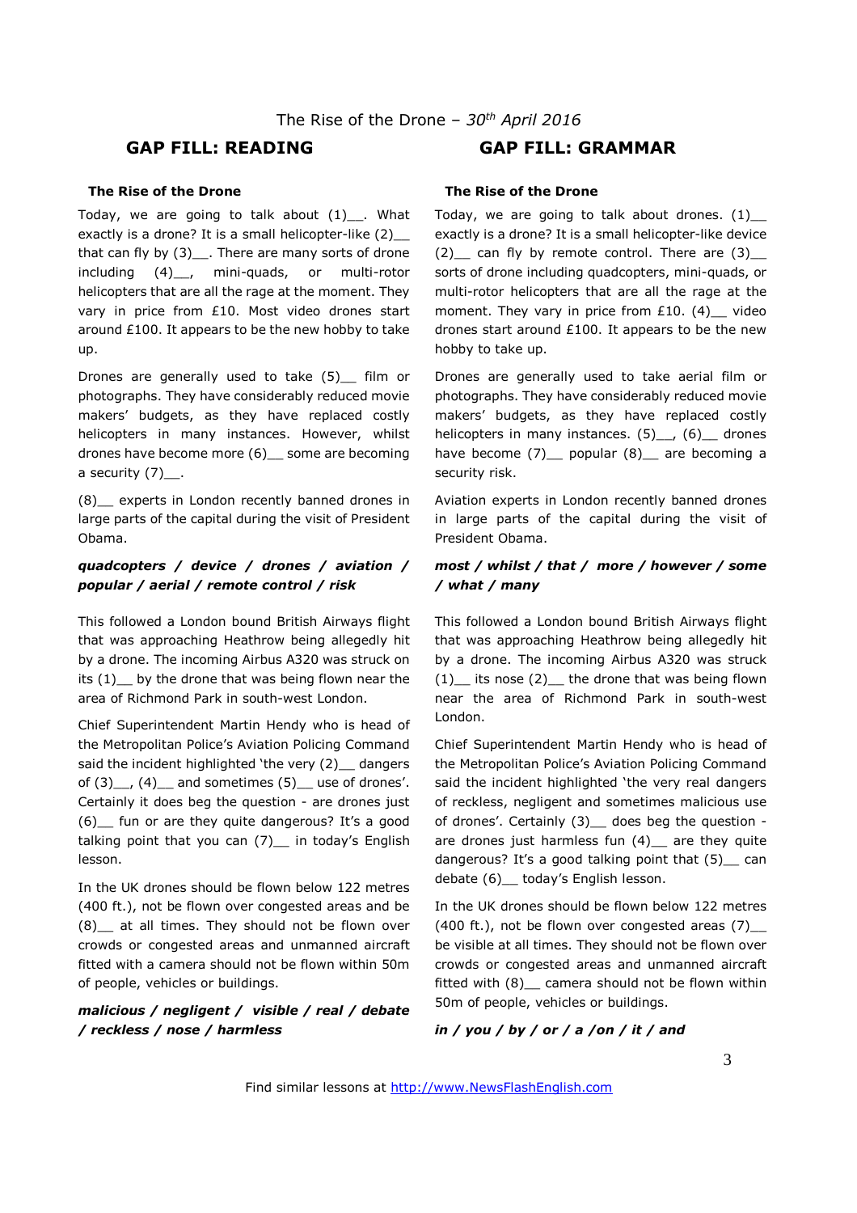The Rise of the Drone – *30th April 2016*

## GAP FILL: READING

**The Rise of the Drone**

Today, we are going to talk about (1)__. What exactly is a drone? It is a small helicopter-like (2)__ that can fly by (3)__. There are many sorts of drone including (4)__, mini-quads, or multi-rotor helicopters that are all the rage at the moment. They vary in price from £10. Most video drones start around £100. It appears to be the new hobby to take up.

Drones are generally used to take (5)__ film or photographs. They have considerably reduced movie makers' budgets, as they have replaced costly helicopters in many instances. However, whilst drones have become more (6)__ some are becoming a security (7)__.

(8)__ experts in London recently banned drones in large parts of the capital during the visit of President Obama.

***quadcopters / device / drones / aviation / popular / aerial / remote control / risk***

This followed a London bound British Airways flight that was approaching Heathrow being allegedly hit by a drone. The incoming Airbus A320 was struck on its (1)__ by the drone that was being flown near the area of Richmond Park in south-west London.

Chief Superintendent Martin Hendy who is head of the Metropolitan Police's Aviation Policing Command said the incident highlighted 'the very (2)__ dangers of (3)__, (4)__ and sometimes (5)__ use of drones'. Certainly it does beg the question - are drones just (6)__ fun or are they quite dangerous? It's a good talking point that you can (7)__ in today's English lesson.

In the UK drones should be flown below 122 metres (400 ft.), not be flown over congested areas and be (8)__ at all times. They should not be flown over crowds or congested areas and unmanned aircraft fitted with a camera should not be flown within 50m of people, vehicles or buildings.

***malicious / negligent / visible / real / debate / reckless / nose / harmless***

## GAP FILL: GRAMMAR

**The Rise of the Drone**

Today, we are going to talk about drones. (1)__ exactly is a drone? It is a small helicopter-like device (2)__ can fly by remote control. There are (3)__ sorts of drone including quadcopters, mini-quads, or multi-rotor helicopters that are all the rage at the moment. They vary in price from £10. (4)__ video drones start around £100. It appears to be the new hobby to take up.

Drones are generally used to take aerial film or photographs. They have considerably reduced movie makers' budgets, as they have replaced costly helicopters in many instances. (5)__, (6)__ drones have become (7)__ popular (8)__ are becoming a security risk.

Aviation experts in London recently banned drones in large parts of the capital during the visit of President Obama.

***most / whilst / that / more / however / some / what / many***

This followed a London bound British Airways flight that was approaching Heathrow being allegedly hit by a drone. The incoming Airbus A320 was struck (1)__ its nose (2)__ the drone that was being flown near the area of Richmond Park in south-west London.

Chief Superintendent Martin Hendy who is head of the Metropolitan Police's Aviation Policing Command said the incident highlighted 'the very real dangers of reckless, negligent and sometimes malicious use of drones'. Certainly (3)__ does beg the question - are drones just harmless fun (4)__ are they quite dangerous? It's a good talking point that (5)__ can debate (6)__ today's English lesson.

In the UK drones should be flown below 122 metres (400 ft.), not be flown over congested areas (7)__ be visible at all times. They should not be flown over crowds or congested areas and unmanned aircraft fitted with (8)__ camera should not be flown within 50m of people, vehicles or buildings.

***in / you / by / or / a /on / it / and***

Find similar lessons at http://www.NewsFlashEnglish.com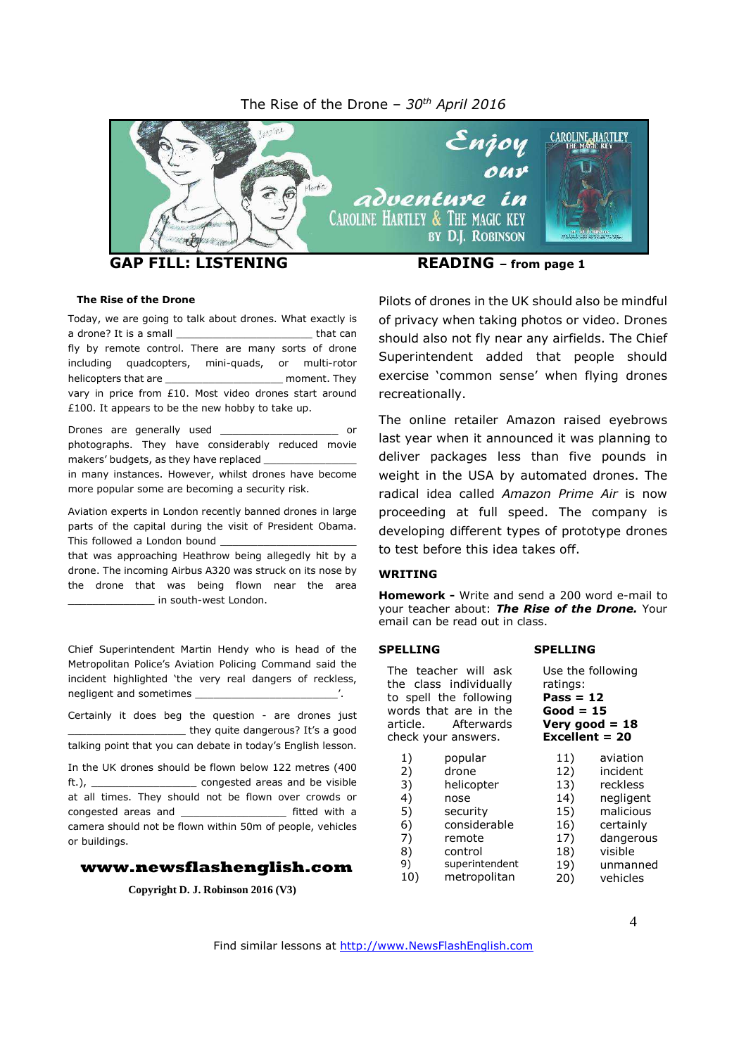The Rise of the Drone – *30th April 2016*

Enjoy our adventure in CAROLINE HARTLEY & THE MAGIC KEY BY D.J. ROBINSON

## GAP FILL: LISTENING

### The Rise of the Drone

Today, we are going to talk about drones. What exactly is a drone? It is a small ______________________ that can fly by remote control. There are many sorts of drone including quadcopters, mini-quads, or multi-rotor helicopters that are ____________________ moment. They vary in price from £10. Most video drones start around £100. It appears to be the new hobby to take up.

Drones are generally used ___________________ or photographs. They have considerably reduced movie makers' budgets, as they have replaced _______________ in many instances. However, whilst drones have become more popular some are becoming a security risk.

Aviation experts in London recently banned drones in large parts of the capital during the visit of President Obama. This followed a London bound ______________________ that was approaching Heathrow being allegedly hit by a drone. The incoming Airbus A320 was struck on its nose by the drone that was being flown near the area ______________ in south-west London.

Chief Superintendent Martin Hendy who is head of the Metropolitan Police's Aviation Policing Command said the incident highlighted 'the very real dangers of reckless, negligent and sometimes _______________________'.

Certainly it does beg the question - are drones just ____________________ they quite dangerous? It's a good talking point that you can debate in today's English lesson.

In the UK drones should be flown below 122 metres (400 ft.), _________________ congested areas and be visible at all times. They should not be flown over crowds or congested areas and _________________ fitted with a camera should not be flown within 50m of people, vehicles or buildings.

**www.newsflashenglish.com**

**Copyright D. J. Robinson 2016 (V3)**

## READING – from page 1

Pilots of drones in the UK should also be mindful of privacy when taking photos or video. Drones should also not fly near any airfields. The Chief Superintendent added that people should exercise 'common sense' when flying drones recreationally.

The online retailer Amazon raised eyebrows last year when it announced it was planning to deliver packages less than five pounds in weight in the USA by automated drones. The radical idea called *Amazon Prime Air* is now proceeding at full speed. The company is developing different types of prototype drones to test before this idea takes off.

## WRITING

**Homework -** Write and send a 200 word e-mail to your teacher about: ***The Rise of the Drone.*** Your email can be read out in class.

## SPELLING

The teacher will ask the class individually to spell the following words that are in the article. Afterwards check your answers.

1) popular
2) drone
3) helicopter
4) nose
5) security
6) considerable
7) remote
8) control
9) superintendent
10) metropolitan
11) aviation
12) incident
13) reckless
14) negligent
15) malicious
16) certainly
17) dangerous
18) visible
19) unmanned
20) vehicles

## SPELLING

Use the following ratings:
**Pass = 12**
**Good = 15**
**Very good = 18**
**Excellent = 20**

Find similar lessons at http://www.NewsFlashEnglish.com